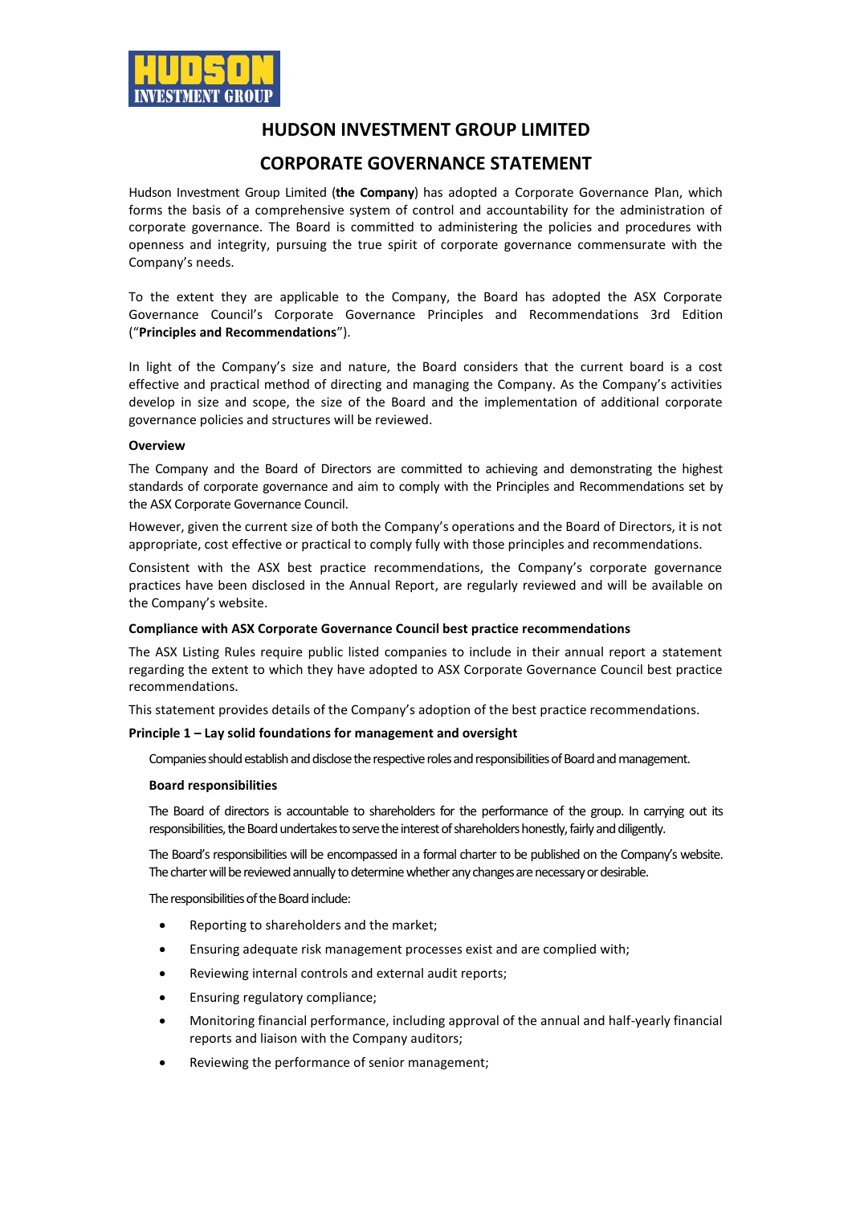# HUDSON INVESTMENT GROUP LIMITED

## CORPORATE GOVERNANCE STATEMENT

Hudson Investment Group Limited (**the Company**) has adopted a Corporate Governance Plan, which forms the basis of a comprehensive system of control and accountability for the administration of corporate governance. The Board is committed to administering the policies and procedures with openness and integrity, pursuing the true spirit of corporate governance commensurate with the Company's needs.

To the extent they are applicable to the Company, the Board has adopted the ASX Corporate Governance Council's Corporate Governance Principles and Recommendations 3rd Edition ("**Principles and Recommendations**").

In light of the Company's size and nature, the Board considers that the current board is a cost effective and practical method of directing and managing the Company. As the Company's activities develop in size and scope, the size of the Board and the implementation of additional corporate governance policies and structures will be reviewed.

**Overview**

The Company and the Board of Directors are committed to achieving and demonstrating the highest standards of corporate governance and aim to comply with the Principles and Recommendations set by the ASX Corporate Governance Council.

However, given the current size of both the Company's operations and the Board of Directors, it is not appropriate, cost effective or practical to comply fully with those principles and recommendations.

Consistent with the ASX best practice recommendations, the Company's corporate governance practices have been disclosed in the Annual Report, are regularly reviewed and will be available on the Company's website.

**Compliance with ASX Corporate Governance Council best practice recommendations**

The ASX Listing Rules require public listed companies to include in their annual report a statement regarding the extent to which they have adopted to ASX Corporate Governance Council best practice recommendations.

This statement provides details of the Company's adoption of the best practice recommendations.

**Principle 1 – Lay solid foundations for management and oversight**

Companies should establish and disclose the respective roles and responsibilities of Board and management.

**Board responsibilities**

The Board of directors is accountable to shareholders for the performance of the group. In carrying out its responsibilities, the Board undertakes to serve the interest of shareholders honestly, fairly and diligently.

The Board's responsibilities will be encompassed in a formal charter to be published on the Company's website. The charter will be reviewed annually to determine whether any changes are necessary or desirable.

The responsibilities of the Board include:

- Reporting to shareholders and the market;
- Ensuring adequate risk management processes exist and are complied with;
- Reviewing internal controls and external audit reports;
- Ensuring regulatory compliance;
- Monitoring financial performance, including approval of the annual and half-yearly financial reports and liaison with the Company auditors;
- Reviewing the performance of senior management;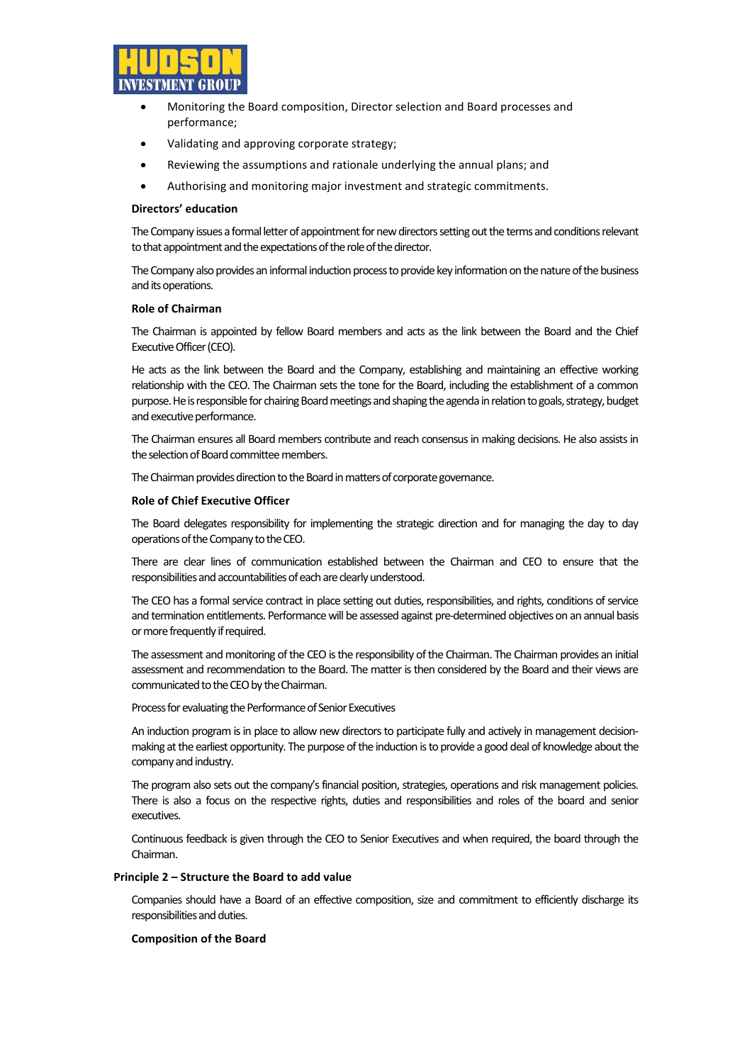- Monitoring the Board composition, Director selection and Board processes and performance;
- Validating and approving corporate strategy;
- Reviewing the assumptions and rationale underlying the annual plans; and
- Authorising and monitoring major investment and strategic commitments.

**Directors' education**

The Company issues a formal letter of appointment for new directors setting out the terms and conditions relevant to that appointment and the expectations of the role of the director.

The Company also provides an informal induction process to provide key information on the nature of the business and its operations.

**Role of Chairman**

The Chairman is appointed by fellow Board members and acts as the link between the Board and the Chief Executive Officer (CEO).

He acts as the link between the Board and the Company, establishing and maintaining an effective working relationship with the CEO. The Chairman sets the tone for the Board, including the establishment of a common purpose. He is responsible for chairing Board meetings and shaping the agenda in relation to goals, strategy, budget and executive performance.

The Chairman ensures all Board members contribute and reach consensus in making decisions. He also assists in the selection of Board committee members.

The Chairman provides direction to the Board in matters of corporate governance.

**Role of Chief Executive Officer**

The Board delegates responsibility for implementing the strategic direction and for managing the day to day operations of the Company to the CEO.

There are clear lines of communication established between the Chairman and CEO to ensure that the responsibilities and accountabilities of each are clearly understood.

The CEO has a formal service contract in place setting out duties, responsibilities, and rights, conditions of service and termination entitlements. Performance will be assessed against pre-determined objectives on an annual basis or more frequently if required.

The assessment and monitoring of the CEO is the responsibility of the Chairman. The Chairman provides an initial assessment and recommendation to the Board. The matter is then considered by the Board and their views are communicated to the CEO by the Chairman.

Process for evaluating the Performance of Senior Executives

An induction program is in place to allow new directors to participate fully and actively in management decision-making at the earliest opportunity. The purpose of the induction is to provide a good deal of knowledge about the company and industry.

The program also sets out the company's financial position, strategies, operations and risk management policies. There is also a focus on the respective rights, duties and responsibilities and roles of the board and senior executives.

Continuous feedback is given through the CEO to Senior Executives and when required, the board through the Chairman.

**Principle 2 – Structure the Board to add value**

Companies should have a Board of an effective composition, size and commitment to efficiently discharge its responsibilities and duties.

**Composition of the Board**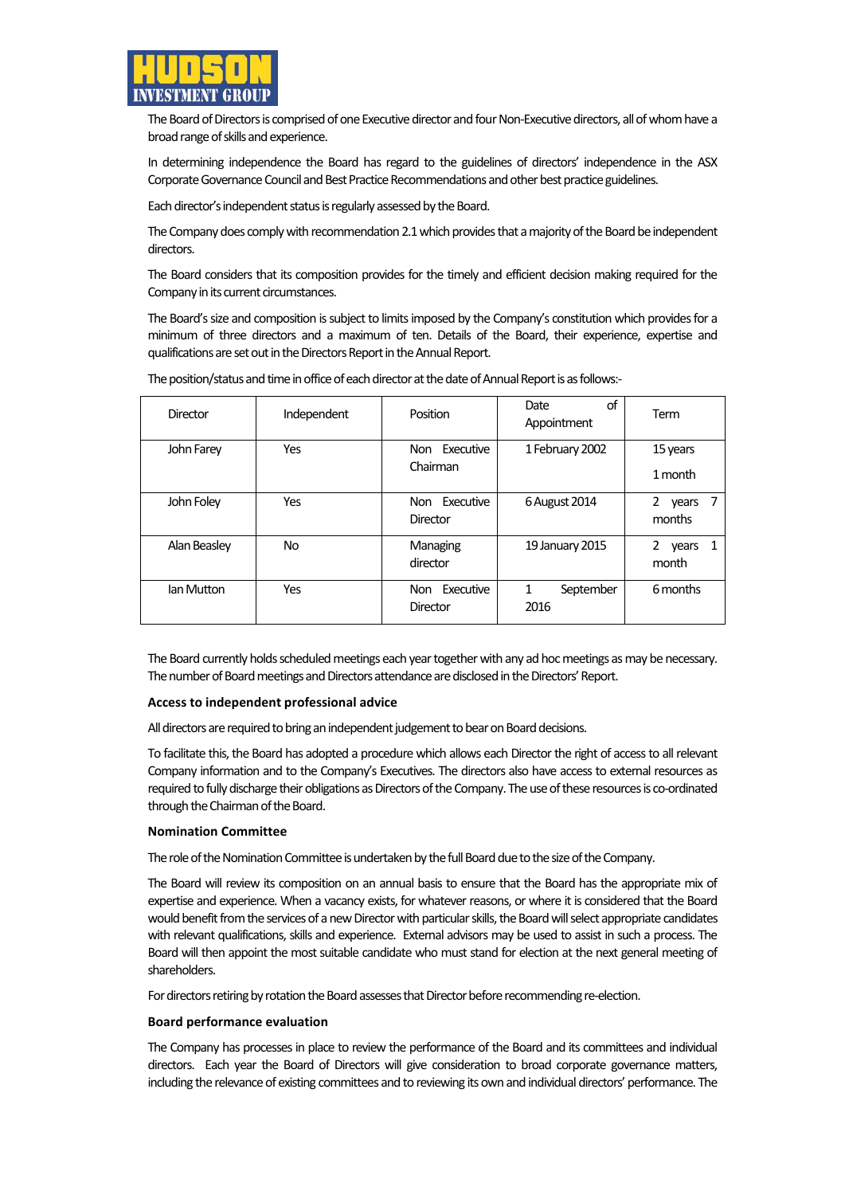The Board of Directors is comprised of one Executive director and four Non-Executive directors, all of whom have a broad range of skills and experience.

In determining independence the Board has regard to the guidelines of directors' independence in the ASX Corporate Governance Council and Best Practice Recommendations and other best practice guidelines.

Each director's independent status is regularly assessed by the Board.

The Company does comply with recommendation 2.1 which provides that a majority of the Board be independent directors.

The Board considers that its composition provides for the timely and efficient decision making required for the Company in its current circumstances.

The Board's size and composition is subject to limits imposed by the Company's constitution which provides for a minimum of three directors and a maximum of ten. Details of the Board, their experience, expertise and qualifications are set out in the Directors Report in the Annual Report.

The position/status and time in office of each director at the date of Annual Report is as follows:-

| Director | Independent | Position | Date of Appointment | Term |
|---|---|---|---|---|
| John Farey | Yes | Non Executive Chairman | 1 February 2002 | 15 years 1 month |
| John Foley | Yes | Non Executive Director | 6 August 2014 | 2 years 7 months |
| Alan Beasley | No | Managing director | 19 January 2015 | 2 years 1 month |
| Ian Mutton | Yes | Non Executive Director | 1 September 2016 | 6 months |

The Board currently holds scheduled meetings each year together with any ad hoc meetings as may be necessary. The number of Board meetings and Directors attendance are disclosed in the Directors' Report.

**Access to independent professional advice**

All directors are required to bring an independent judgement to bear on Board decisions.

To facilitate this, the Board has adopted a procedure which allows each Director the right of access to all relevant Company information and to the Company's Executives. The directors also have access to external resources as required to fully discharge their obligations as Directors of the Company. The use of these resources is co-ordinated through the Chairman of the Board.

**Nomination Committee**

The role of the Nomination Committee is undertaken by the full Board due to the size of the Company.

The Board will review its composition on an annual basis to ensure that the Board has the appropriate mix of expertise and experience. When a vacancy exists, for whatever reasons, or where it is considered that the Board would benefit from the services of a new Director with particular skills, the Board will select appropriate candidates with relevant qualifications, skills and experience. External advisors may be used to assist in such a process. The Board will then appoint the most suitable candidate who must stand for election at the next general meeting of shareholders.

For directors retiring by rotation the Board assesses that Director before recommending re-election.

**Board performance evaluation**

The Company has processes in place to review the performance of the Board and its committees and individual directors. Each year the Board of Directors will give consideration to broad corporate governance matters, including the relevance of existing committees and to reviewing its own and individual directors' performance. The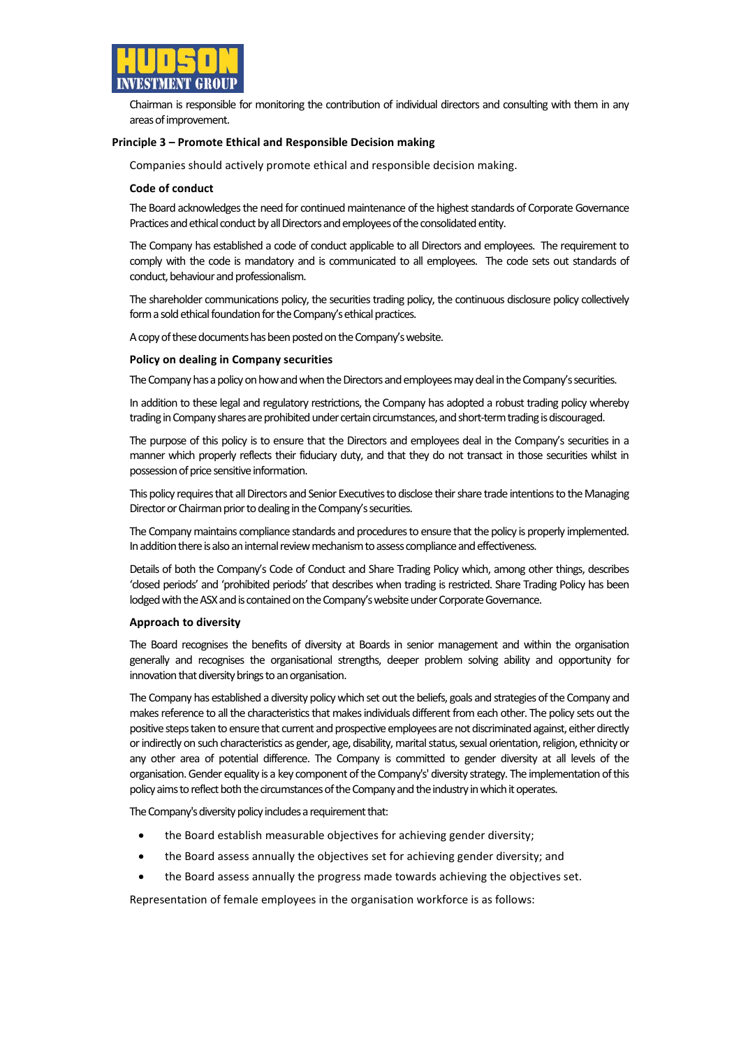Chairman is responsible for monitoring the contribution of individual directors and consulting with them in any areas of improvement.

## Principle 3 – Promote Ethical and Responsible Decision making

Companies should actively promote ethical and responsible decision making.

### Code of conduct

The Board acknowledges the need for continued maintenance of the highest standards of Corporate Governance Practices and ethical conduct by all Directors and employees of the consolidated entity.

The Company has established a code of conduct applicable to all Directors and employees. The requirement to comply with the code is mandatory and is communicated to all employees. The code sets out standards of conduct, behaviour and professionalism.

The shareholder communications policy, the securities trading policy, the continuous disclosure policy collectively form a sold ethical foundation for the Company's ethical practices.

A copy of these documents has been posted on the Company's website.

### Policy on dealing in Company securities

The Company has a policy on how and when the Directors and employees may deal in the Company's securities.

In addition to these legal and regulatory restrictions, the Company has adopted a robust trading policy whereby trading in Company shares are prohibited under certain circumstances, and short-term trading is discouraged.

The purpose of this policy is to ensure that the Directors and employees deal in the Company's securities in a manner which properly reflects their fiduciary duty, and that they do not transact in those securities whilst in possession of price sensitive information.

This policy requires that all Directors and Senior Executives to disclose their share trade intentions to the Managing Director or Chairman prior to dealing in the Company's securities.

The Company maintains compliance standards and procedures to ensure that the policy is properly implemented. In addition there is also an internal review mechanism to assess compliance and effectiveness.

Details of both the Company's Code of Conduct and Share Trading Policy which, among other things, describes 'closed periods' and 'prohibited periods' that describes when trading is restricted. Share Trading Policy has been lodged with the ASX and is contained on the Company's website under Corporate Governance.

### Approach to diversity

The Board recognises the benefits of diversity at Boards in senior management and within the organisation generally and recognises the organisational strengths, deeper problem solving ability and opportunity for innovation that diversity brings to an organisation.

The Company has established a diversity policy which set out the beliefs, goals and strategies of the Company and makes reference to all the characteristics that makes individuals different from each other. The policy sets out the positive steps taken to ensure that current and prospective employees are not discriminated against, either directly or indirectly on such characteristics as gender, age, disability, marital status, sexual orientation, religion, ethnicity or any other area of potential difference. The Company is committed to gender diversity at all levels of the organisation. Gender equality is a key component of the Company's' diversity strategy. The implementation of this policy aims to reflect both the circumstances of the Company and the industry in which it operates.

The Company's diversity policy includes a requirement that:

- the Board establish measurable objectives for achieving gender diversity;
- the Board assess annually the objectives set for achieving gender diversity; and
- the Board assess annually the progress made towards achieving the objectives set.

Representation of female employees in the organisation workforce is as follows: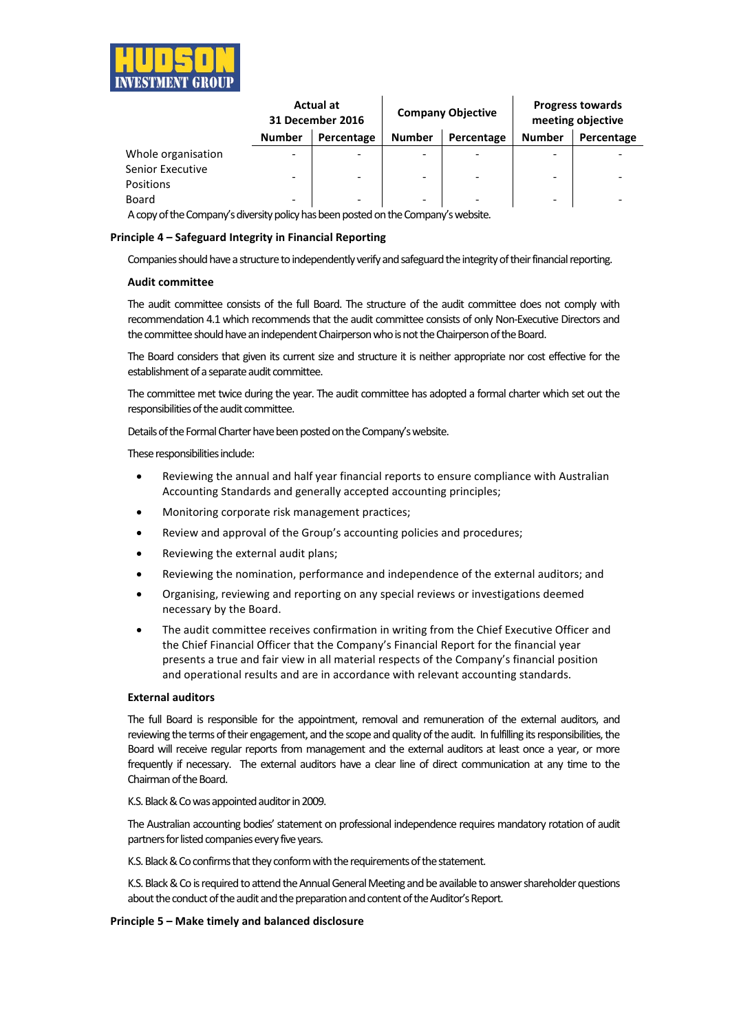| | Actual at 31 December 2016 | | Company Objective | | Progress towards meeting objective | |
|---|---|---|---|---|---|---|
| | Number | Percentage | Number | Percentage | Number | Percentage |
| Whole organisation | - | - | - | - | - | - |
| Senior Executive Positions | - | - | - | - | - | - |
| Board | - | - | - | - | - | - |

A copy of the Company's diversity policy has been posted on the Company's website.

**Principle 4 – Safeguard Integrity in Financial Reporting**

Companies should have a structure to independently verify and safeguard the integrity of their financial reporting.

**Audit committee**

The audit committee consists of the full Board. The structure of the audit committee does not comply with recommendation 4.1 which recommends that the audit committee consists of only Non-Executive Directors and the committee should have an independent Chairperson who is not the Chairperson of the Board.

The Board considers that given its current size and structure it is neither appropriate nor cost effective for the establishment of a separate audit committee.

The committee met twice during the year. The audit committee has adopted a formal charter which set out the responsibilities of the audit committee.

Details of the Formal Charter have been posted on the Company's website.

These responsibilities include:

- Reviewing the annual and half year financial reports to ensure compliance with Australian Accounting Standards and generally accepted accounting principles;
- Monitoring corporate risk management practices;
- Review and approval of the Group's accounting policies and procedures;
- Reviewing the external audit plans;
- Reviewing the nomination, performance and independence of the external auditors; and
- Organising, reviewing and reporting on any special reviews or investigations deemed necessary by the Board.
- The audit committee receives confirmation in writing from the Chief Executive Officer and the Chief Financial Officer that the Company's Financial Report for the financial year presents a true and fair view in all material respects of the Company's financial position and operational results and are in accordance with relevant accounting standards.

**External auditors**

The full Board is responsible for the appointment, removal and remuneration of the external auditors, and reviewing the terms of their engagement, and the scope and quality of the audit. In fulfilling its responsibilities, the Board will receive regular reports from management and the external auditors at least once a year, or more frequently if necessary. The external auditors have a clear line of direct communication at any time to the Chairman of the Board.

K.S. Black & Co was appointed auditor in 2009.

The Australian accounting bodies' statement on professional independence requires mandatory rotation of audit partners for listed companies every five years.

K.S. Black & Co confirms that they conform with the requirements of the statement.

K.S. Black & Co is required to attend the Annual General Meeting and be available to answer shareholder questions about the conduct of the audit and the preparation and content of the Auditor's Report.

**Principle 5 – Make timely and balanced disclosure**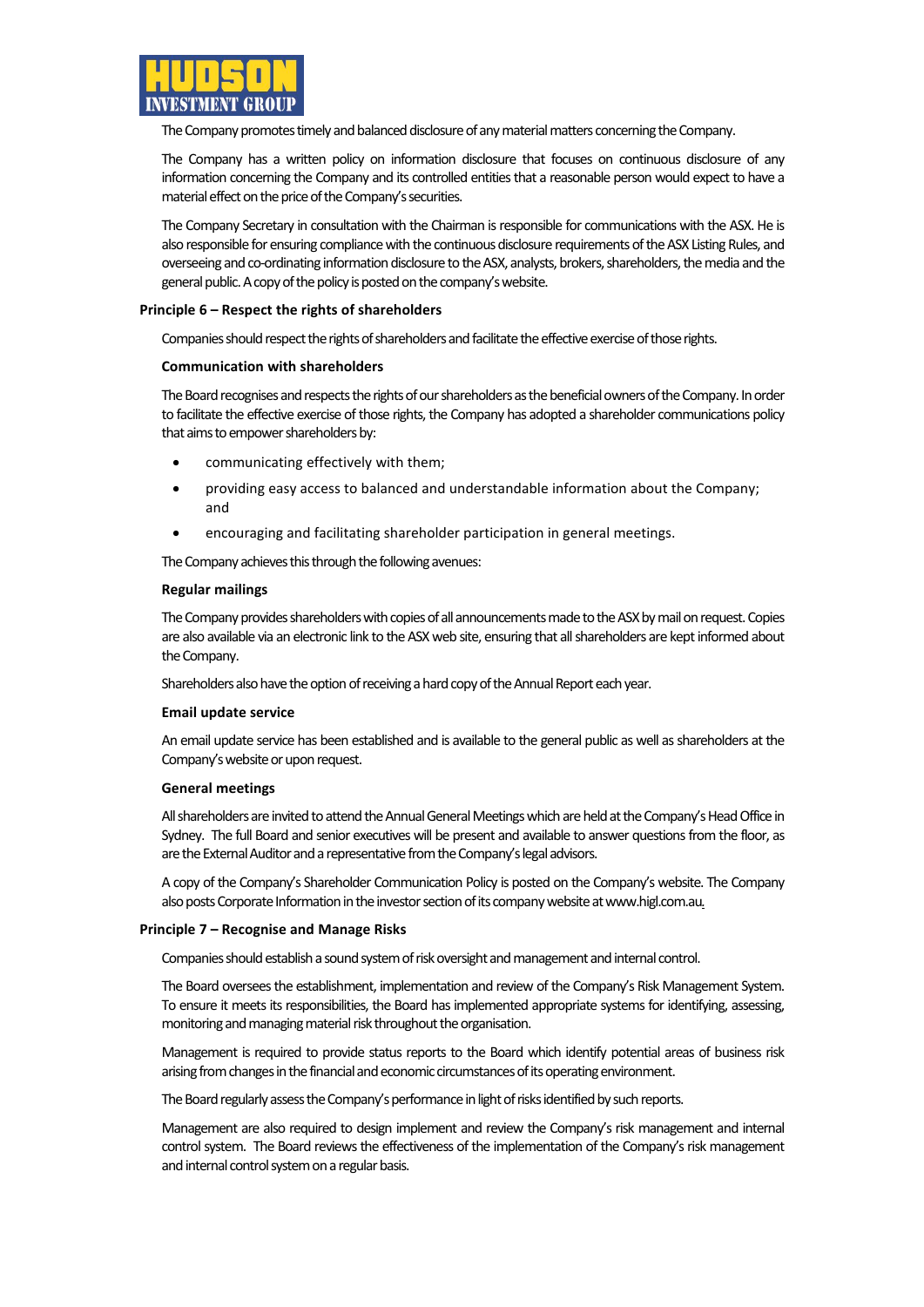The Company promotes timely and balanced disclosure of any material matters concerning the Company.

The Company has a written policy on information disclosure that focuses on continuous disclosure of any information concerning the Company and its controlled entities that a reasonable person would expect to have a material effect on the price of the Company's securities.

The Company Secretary in consultation with the Chairman is responsible for communications with the ASX. He is also responsible for ensuring compliance with the continuous disclosure requirements of the ASX Listing Rules, and overseeing and co-ordinating information disclosure to the ASX, analysts, brokers, shareholders, the media and the general public. A copy of the policy is posted on the company's website.

**Principle 6 – Respect the rights of shareholders**

Companies should respect the rights of shareholders and facilitate the effective exercise of those rights.

**Communication with shareholders**

The Board recognises and respects the rights of our shareholders as the beneficial owners of the Company. In order to facilitate the effective exercise of those rights, the Company has adopted a shareholder communications policy that aims to empower shareholders by:

- communicating effectively with them;
- providing easy access to balanced and understandable information about the Company; and
- encouraging and facilitating shareholder participation in general meetings.

The Company achieves this through the following avenues:

**Regular mailings**

The Company provides shareholders with copies of all announcements made to the ASX by mail on request. Copies are also available via an electronic link to the ASX web site, ensuring that all shareholders are kept informed about the Company.

Shareholders also have the option of receiving a hard copy of the Annual Report each year.

**Email update service**

An email update service has been established and is available to the general public as well as shareholders at the Company's website or upon request.

**General meetings**

All shareholders are invited to attend the Annual General Meetings which are held at the Company's Head Office in Sydney. The full Board and senior executives will be present and available to answer questions from the floor, as are the External Auditor and a representative from the Company's legal advisors.

A copy of the Company's Shareholder Communication Policy is posted on the Company's website. The Company also posts Corporate Information in the investor section of its company website at www.higl.com.au.

**Principle 7 – Recognise and Manage Risks**

Companies should establish a sound system of risk oversight and management and internal control.

The Board oversees the establishment, implementation and review of the Company's Risk Management System. To ensure it meets its responsibilities, the Board has implemented appropriate systems for identifying, assessing, monitoring and managing material risk throughout the organisation.

Management is required to provide status reports to the Board which identify potential areas of business risk arising from changes in the financial and economic circumstances of its operating environment.

The Board regularly assess the Company's performance in light of risks identified by such reports.

Management are also required to design implement and review the Company's risk management and internal control system. The Board reviews the effectiveness of the implementation of the Company's risk management and internal control system on a regular basis.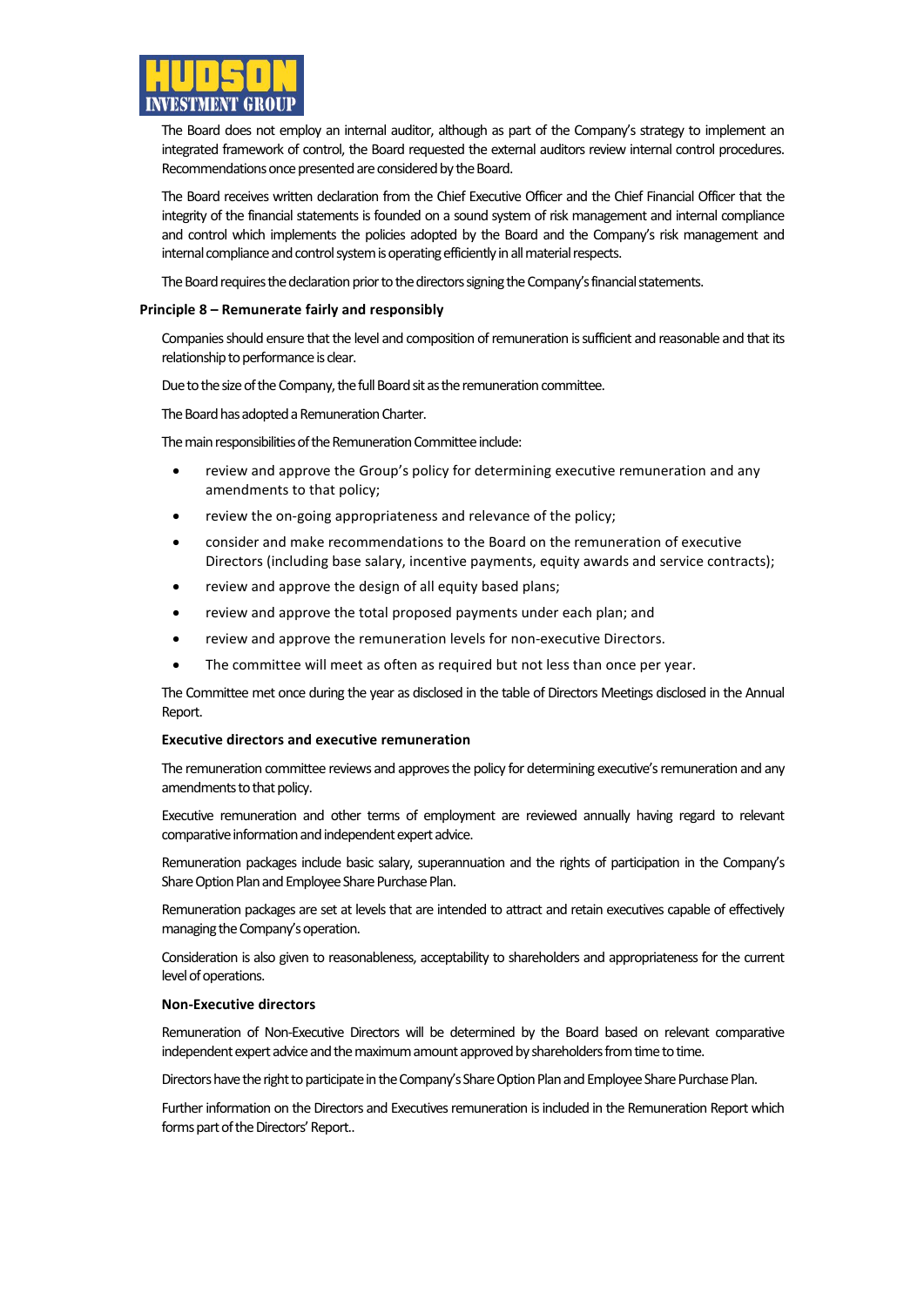The Board does not employ an internal auditor, although as part of the Company's strategy to implement an integrated framework of control, the Board requested the external auditors review internal control procedures. Recommendations once presented are considered by the Board.

The Board receives written declaration from the Chief Executive Officer and the Chief Financial Officer that the integrity of the financial statements is founded on a sound system of risk management and internal compliance and control which implements the policies adopted by the Board and the Company's risk management and internal compliance and control system is operating efficiently in all material respects.

The Board requires the declaration prior to the directors signing the Company's financial statements.

**Principle 8 – Remunerate fairly and responsibly**

Companies should ensure that the level and composition of remuneration is sufficient and reasonable and that its relationship to performance is clear.

Due to the size of the Company, the full Board sit as the remuneration committee.

The Board has adopted a Remuneration Charter.

The main responsibilities of the Remuneration Committee include:

- review and approve the Group's policy for determining executive remuneration and any amendments to that policy;
- review the on-going appropriateness and relevance of the policy;
- consider and make recommendations to the Board on the remuneration of executive Directors (including base salary, incentive payments, equity awards and service contracts);
- review and approve the design of all equity based plans;
- review and approve the total proposed payments under each plan; and
- review and approve the remuneration levels for non-executive Directors.
- The committee will meet as often as required but not less than once per year.

The Committee met once during the year as disclosed in the table of Directors Meetings disclosed in the Annual Report.

**Executive directors and executive remuneration**

The remuneration committee reviews and approves the policy for determining executive's remuneration and any amendments to that policy.

Executive remuneration and other terms of employment are reviewed annually having regard to relevant comparative information and independent expert advice.

Remuneration packages include basic salary, superannuation and the rights of participation in the Company's Share Option Plan and Employee Share Purchase Plan.

Remuneration packages are set at levels that are intended to attract and retain executives capable of effectively managing the Company's operation.

Consideration is also given to reasonableness, acceptability to shareholders and appropriateness for the current level of operations.

**Non-Executive directors**

Remuneration of Non-Executive Directors will be determined by the Board based on relevant comparative independent expert advice and the maximum amount approved by shareholders from time to time.

Directors have the right to participate in the Company's Share Option Plan and Employee Share Purchase Plan.

Further information on the Directors and Executives remuneration is included in the Remuneration Report which forms part of the Directors' Report..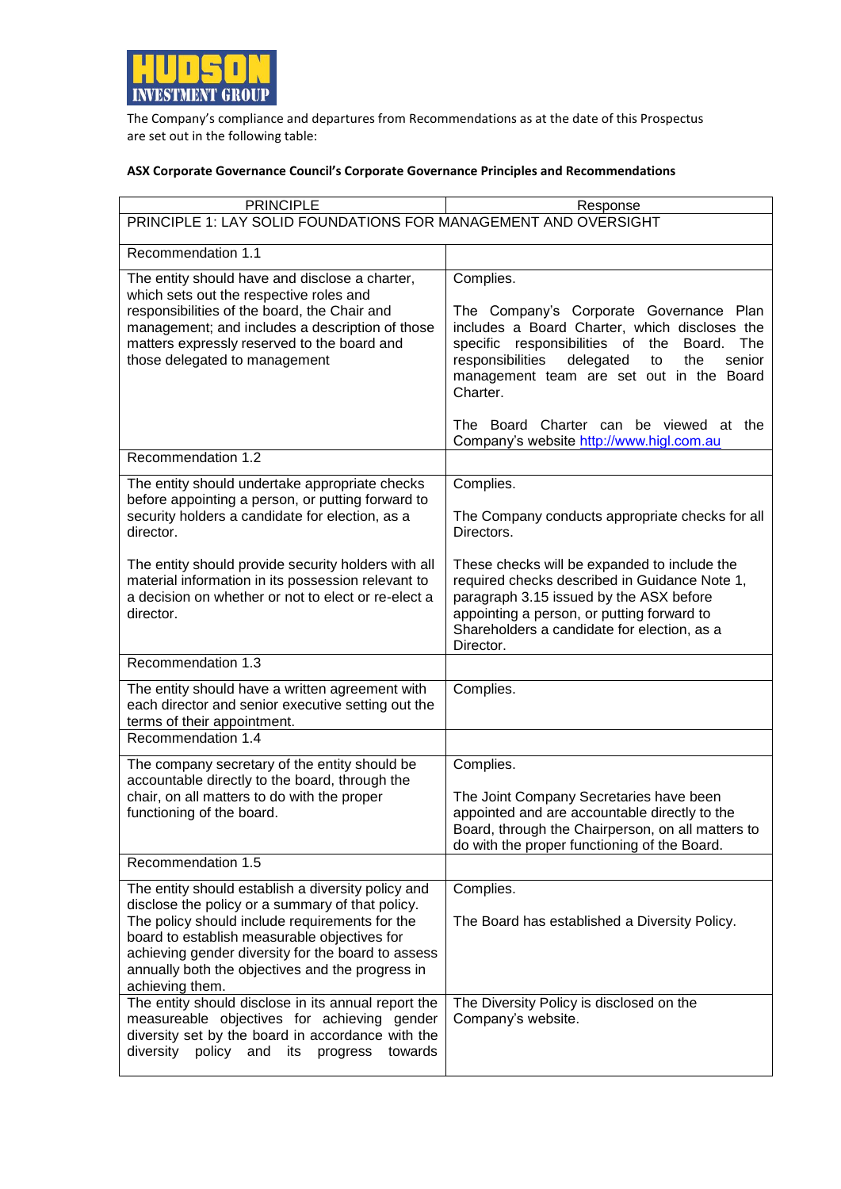HUDSON INVESTMENT GROUP

The Company's compliance and departures from Recommendations as at the date of this Prospectus are set out in the following table:

**ASX Corporate Governance Council's Corporate Governance Principles and Recommendations**

| PRINCIPLE | Response |
|---|---|
| PRINCIPLE 1: LAY SOLID FOUNDATIONS FOR MANAGEMENT AND OVERSIGHT | |
| Recommendation 1.1 | |
| The entity should have and disclose a charter, which sets out the respective roles and responsibilities of the board, the Chair and management; and includes a description of those matters expressly reserved to the board and those delegated to management | Complies.<br><br>The Company's Corporate Governance Plan includes a Board Charter, which discloses the specific responsibilities of the Board. The responsibilities delegated to the senior management team are set out in the Board Charter.<br><br>The Board Charter can be viewed at the Company's website http://www.higl.com.au |
| Recommendation 1.2 | |
| The entity should undertake appropriate checks before appointing a person, or putting forward to security holders a candidate for election, as a director.<br><br>The entity should provide security holders with all material information in its possession relevant to a decision on whether or not to elect or re-elect a director. | Complies.<br><br>The Company conducts appropriate checks for all Directors.<br><br>These checks will be expanded to include the required checks described in Guidance Note 1, paragraph 3.15 issued by the ASX before appointing a person, or putting forward to Shareholders a candidate for election, as a Director. |
| Recommendation 1.3 | |
| The entity should have a written agreement with each director and senior executive setting out the terms of their appointment. | Complies. |
| Recommendation 1.4 | |
| The company secretary of the entity should be accountable directly to the board, through the chair, on all matters to do with the proper functioning of the board. | Complies.<br><br>The Joint Company Secretaries have been appointed and are accountable directly to the Board, through the Chairperson, on all matters to do with the proper functioning of the Board. |
| Recommendation 1.5 | |
| The entity should establish a diversity policy and disclose the policy or a summary of that policy. The policy should include requirements for the board to establish measurable objectives for achieving gender diversity for the board to assess annually both the objectives and the progress in achieving them. | Complies.<br><br>The Board has established a Diversity Policy. |
| The entity should disclose in its annual report the measureable objectives for achieving gender diversity set by the board in accordance with the diversity policy and its progress towards | The Diversity Policy is disclosed on the Company's website. |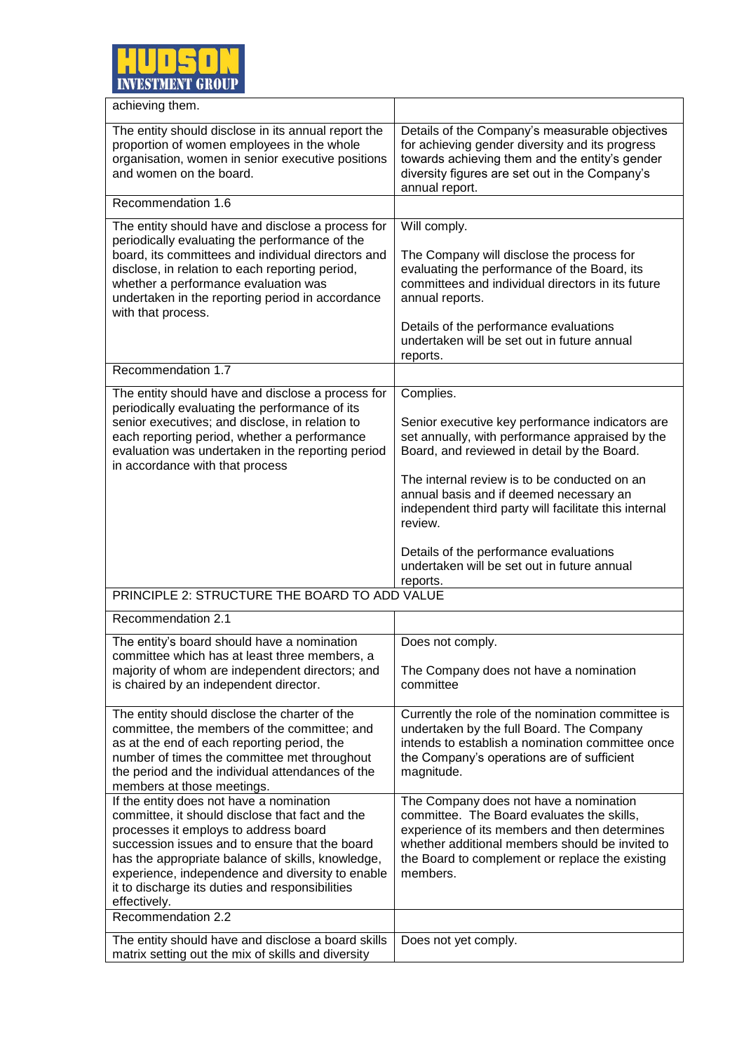| | |
|---|---|
| achieving them. | |
| The entity should disclose in its annual report the proportion of women employees in the whole organisation, women in senior executive positions and women on the board. | Details of the Company's measurable objectives for achieving gender diversity and its progress towards achieving them and the entity's gender diversity figures are set out in the Company's annual report. |
| Recommendation 1.6 | |
| The entity should have and disclose a process for periodically evaluating the performance of the board, its committees and individual directors and disclose, in relation to each reporting period, whether a performance evaluation was undertaken in the reporting period in accordance with that process. | Will comply.<br><br>The Company will disclose the process for evaluating the performance of the Board, its committees and individual directors in its future annual reports.<br><br>Details of the performance evaluations undertaken will be set out in future annual reports. |
| Recommendation 1.7 | |
| The entity should have and disclose a process for periodically evaluating the performance of its senior executives; and disclose, in relation to each reporting period, whether a performance evaluation was undertaken in the reporting period in accordance with that process | Complies.<br><br>Senior executive key performance indicators are set annually, with performance appraised by the Board, and reviewed in detail by the Board.<br><br>The internal review is to be conducted on an annual basis and if deemed necessary an independent third party will facilitate this internal review.<br><br>Details of the performance evaluations undertaken will be set out in future annual reports. |
| PRINCIPLE 2: STRUCTURE THE BOARD TO ADD VALUE | |
| Recommendation 2.1 | |
| The entity's board should have a nomination committee which has at least three members, a majority of whom are independent directors; and is chaired by an independent director. | Does not comply.<br><br>The Company does not have a nomination committee |
| The entity should disclose the charter of the committee, the members of the committee; and as at the end of each reporting period, the number of times the committee met throughout the period and the individual attendances of the members at those meetings. | Currently the role of the nomination committee is undertaken by the full Board. The Company intends to establish a nomination committee once the Company's operations are of sufficient magnitude. |
| If the entity does not have a nomination committee, it should disclose that fact and the processes it employs to address board succession issues and to ensure that the board has the appropriate balance of skills, knowledge, experience, independence and diversity to enable it to discharge its duties and responsibilities effectively. | The Company does not have a nomination committee. The Board evaluates the skills, experience of its members and then determines whether additional members should be invited to the Board to complement or replace the existing members. |
| Recommendation 2.2 | |
| The entity should have and disclose a board skills matrix setting out the mix of skills and diversity | Does not yet comply. |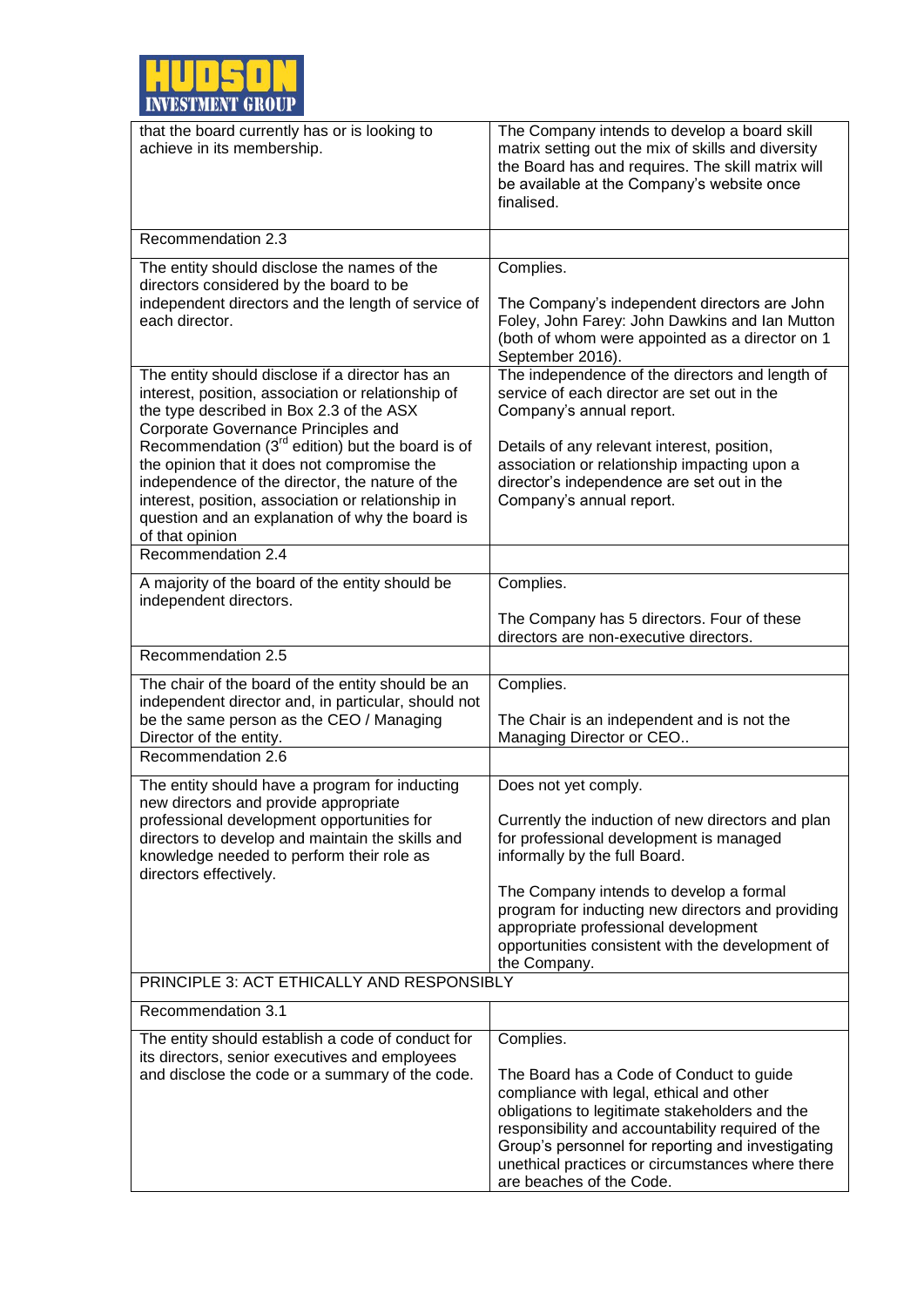| | |
|---|---|
| that the board currently has or is looking to achieve in its membership. | The Company intends to develop a board skill matrix setting out the mix of skills and diversity the Board has and requires. The skill matrix will be available at the Company's website once finalised. |
| Recommendation 2.3 | |
| The entity should disclose the names of the directors considered by the board to be independent directors and the length of service of each director. | Complies.<br><br>The Company's independent directors are John Foley, John Farey: John Dawkins and Ian Mutton (both of whom were appointed as a director on 1 September 2016). |
| The entity should disclose if a director has an interest, position, association or relationship of the type described in Box 2.3 of the ASX Corporate Governance Principles and Recommendation (3rd edition) but the board is of the opinion that it does not compromise the independence of the director, the nature of the interest, position, association or relationship in question and an explanation of why the board is of that opinion | The independence of the directors and length of service of each director are set out in the Company's annual report.<br><br>Details of any relevant interest, position, association or relationship impacting upon a director's independence are set out in the Company's annual report. |
| Recommendation 2.4 | |
| A majority of the board of the entity should be independent directors. | Complies.<br><br>The Company has 5 directors. Four of these directors are non-executive directors. |
| Recommendation 2.5 | |
| The chair of the board of the entity should be an independent director and, in particular, should not be the same person as the CEO / Managing Director of the entity. | Complies.<br><br>The Chair is an independent and is not the Managing Director or CEO.. |
| Recommendation 2.6 | |
| The entity should have a program for inducting new directors and provide appropriate professional development opportunities for directors to develop and maintain the skills and knowledge needed to perform their role as directors effectively. | Does not yet comply.<br><br>Currently the induction of new directors and plan for professional development is managed informally by the full Board.<br><br>The Company intends to develop a formal program for inducting new directors and providing appropriate professional development opportunities consistent with the development of the Company. |
| PRINCIPLE 3: ACT ETHICALLY AND RESPONSIBLY | |
| Recommendation 3.1 | |
| The entity should establish a code of conduct for its directors, senior executives and employees and disclose the code or a summary of the code. | Complies.<br><br>The Board has a Code of Conduct to guide compliance with legal, ethical and other obligations to legitimate stakeholders and the responsibility and accountability required of the Group's personnel for reporting and investigating unethical practices or circumstances where there are beaches of the Code. |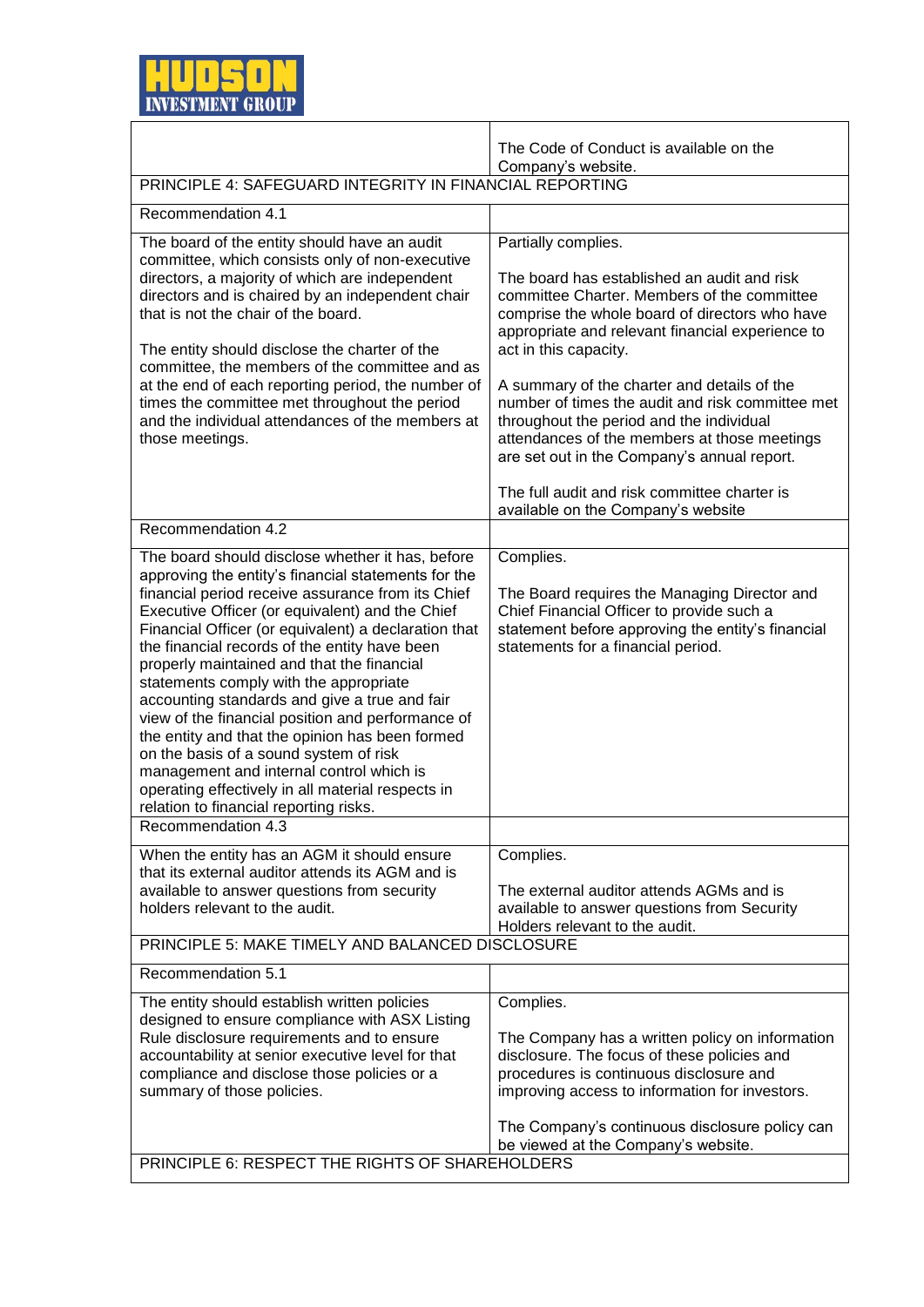| | |
|---|---|
| | The Code of Conduct is available on the Company's website. |
| PRINCIPLE 4: SAFEGUARD INTEGRITY IN FINANCIAL REPORTING | |
| Recommendation 4.1 | |
| The board of the entity should have an audit committee, which consists only of non-executive directors, a majority of which are independent directors and is chaired by an independent chair that is not the chair of the board.<br><br>The entity should disclose the charter of the committee, the members of the committee and as at the end of each reporting period, the number of times the committee met throughout the period and the individual attendances of the members at those meetings. | Partially complies.<br><br>The board has established an audit and risk committee Charter. Members of the committee comprise the whole board of directors who have appropriate and relevant financial experience to act in this capacity.<br><br>A summary of the charter and details of the number of times the audit and risk committee met throughout the period and the individual attendances of the members at those meetings are set out in the Company's annual report.<br><br>The full audit and risk committee charter is available on the Company's website |
| Recommendation 4.2 | |
| The board should disclose whether it has, before approving the entity's financial statements for the financial period receive assurance from its Chief Executive Officer (or equivalent) and the Chief Financial Officer (or equivalent) a declaration that the financial records of the entity have been properly maintained and that the financial statements comply with the appropriate accounting standards and give a true and fair view of the financial position and performance of the entity and that the opinion has been formed on the basis of a sound system of risk management and internal control which is operating effectively in all material respects in relation to financial reporting risks. | Complies.<br><br>The Board requires the Managing Director and Chief Financial Officer to provide such a statement before approving the entity's financial statements for a financial period. |
| Recommendation 4.3 | |
| When the entity has an AGM it should ensure that its external auditor attends its AGM and is available to answer questions from security holders relevant to the audit. | Complies.<br><br>The external auditor attends AGMs and is available to answer questions from Security Holders relevant to the audit. |
| PRINCIPLE 5: MAKE TIMELY AND BALANCED DISCLOSURE | |
| Recommendation 5.1 | |
| The entity should establish written policies designed to ensure compliance with ASX Listing Rule disclosure requirements and to ensure accountability at senior executive level for that compliance and disclose those policies or a summary of those policies. | Complies.<br><br>The Company has a written policy on information disclosure. The focus of these policies and procedures is continuous disclosure and improving access to information for investors.<br><br>The Company's continuous disclosure policy can be viewed at the Company's website. |
| PRINCIPLE 6: RESPECT THE RIGHTS OF SHAREHOLDERS | |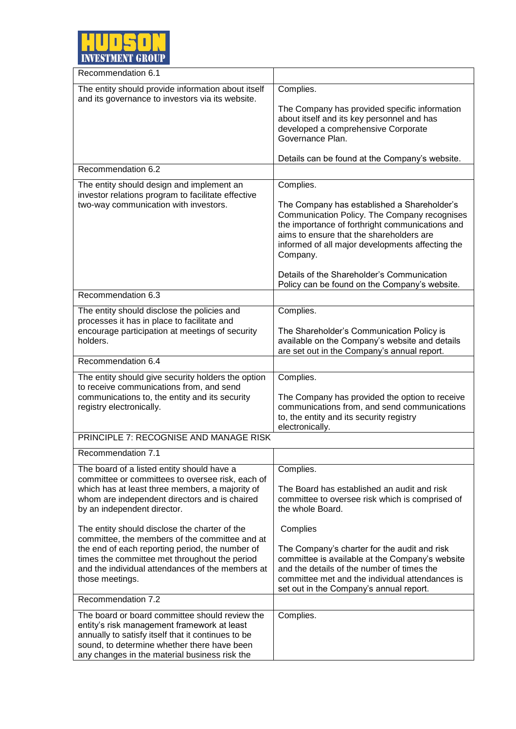| Recommendation 6.1 | |
|---|---|
| The entity should provide information about itself and its governance to investors via its website. | Complies.<br><br>The Company has provided specific information about itself and its key personnel and has developed a comprehensive Corporate Governance Plan.<br><br>Details can be found at the Company's website. |
| Recommendation 6.2 | |
| The entity should design and implement an investor relations program to facilitate effective two-way communication with investors. | Complies.<br><br>The Company has established a Shareholder's Communication Policy. The Company recognises the importance of forthright communications and aims to ensure that the shareholders are informed of all major developments affecting the Company.<br><br>Details of the Shareholder's Communication Policy can be found on the Company's website. |
| Recommendation 6.3 | |
| The entity should disclose the policies and processes it has in place to facilitate and encourage participation at meetings of security holders. | Complies.<br><br>The Shareholder's Communication Policy is available on the Company's website and details are set out in the Company's annual report. |
| Recommendation 6.4 | |
| The entity should give security holders the option to receive communications from, and send communications to, the entity and its security registry electronically. | Complies.<br><br>The Company has provided the option to receive communications from, and send communications to, the entity and its security registry electronically. |
| PRINCIPLE 7: RECOGNISE AND MANAGE RISK | |
| Recommendation 7.1 | |
| The board of a listed entity should have a committee or committees to oversee risk, each of which has at least three members, a majority of whom are independent directors and is chaired by an independent director.<br><br>The entity should disclose the charter of the committee, the members of the committee and at the end of each reporting period, the number of times the committee met throughout the period and the individual attendances of the members at those meetings. | Complies.<br><br>The Board has established an audit and risk committee to oversee risk which is comprised of the whole Board.<br><br>Complies<br><br>The Company's charter for the audit and risk committee is available at the Company's website and the details of the number of times the committee met and the individual attendances is set out in the Company's annual report. |
| Recommendation 7.2 | |
| The board or board committee should review the entity's risk management framework at least annually to satisfy itself that it continues to be sound, to determine whether there have been any changes in the material business risk the | Complies. |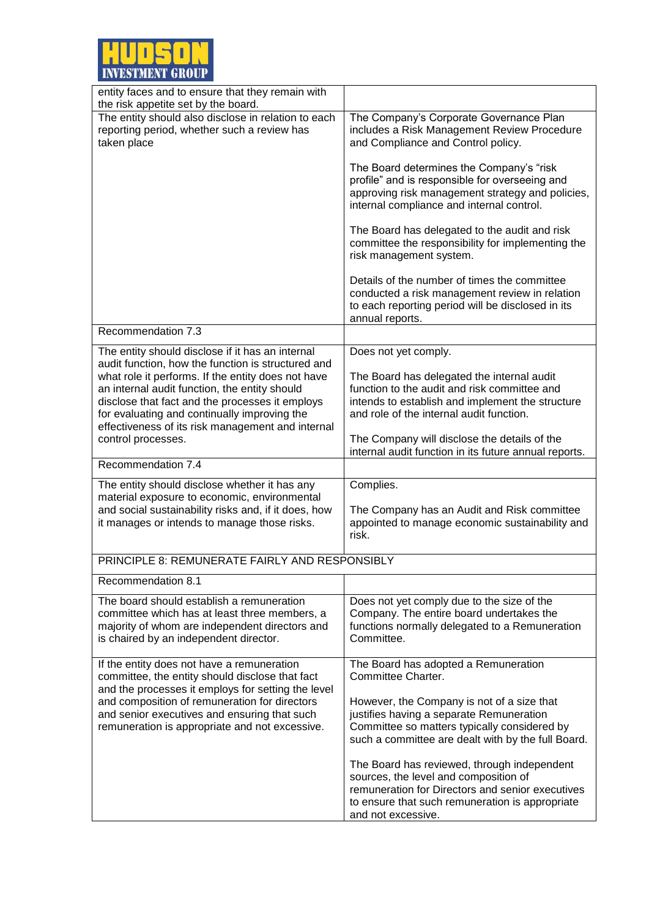| | |
|---|---|
| entity faces and to ensure that they remain with the risk appetite set by the board. | |
| The entity should also disclose in relation to each reporting period, whether such a review has taken place | The Company's Corporate Governance Plan includes a Risk Management Review Procedure and Compliance and Control policy.<br><br>The Board determines the Company's "risk profile" and is responsible for overseeing and approving risk management strategy and policies, internal compliance and internal control.<br><br>The Board has delegated to the audit and risk committee the responsibility for implementing the risk management system.<br><br>Details of the number of times the committee conducted a risk management review in relation to each reporting period will be disclosed in its annual reports. |
| Recommendation 7.3 | |
| The entity should disclose if it has an internal audit function, how the function is structured and what role it performs. If the entity does not have an internal audit function, the entity should disclose that fact and the processes it employs for evaluating and continually improving the effectiveness of its risk management and internal control processes. | Does not yet comply.<br><br>The Board has delegated the internal audit function to the audit and risk committee and intends to establish and implement the structure and role of the internal audit function.<br><br>The Company will disclose the details of the internal audit function in its future annual reports. |
| Recommendation 7.4 | |
| The entity should disclose whether it has any material exposure to economic, environmental and social sustainability risks and, if it does, how it manages or intends to manage those risks. | Complies.<br><br>The Company has an Audit and Risk committee appointed to manage economic sustainability and risk. |
| PRINCIPLE 8: REMUNERATE FAIRLY AND RESPONSIBLY | |
| Recommendation 8.1 | |
| The board should establish a remuneration committee which has at least three members, a majority of whom are independent directors and is chaired by an independent director. | Does not yet comply due to the size of the Company. The entire board undertakes the functions normally delegated to a Remuneration Committee. |
| If the entity does not have a remuneration committee, the entity should disclose that fact and the processes it employs for setting the level and composition of remuneration for directors and senior executives and ensuring that such remuneration is appropriate and not excessive. | The Board has adopted a Remuneration Committee Charter.<br><br>However, the Company is not of a size that justifies having a separate Remuneration Committee so matters typically considered by such a committee are dealt with by the full Board.<br><br>The Board has reviewed, through independent sources, the level and composition of remuneration for Directors and senior executives to ensure that such remuneration is appropriate and not excessive. |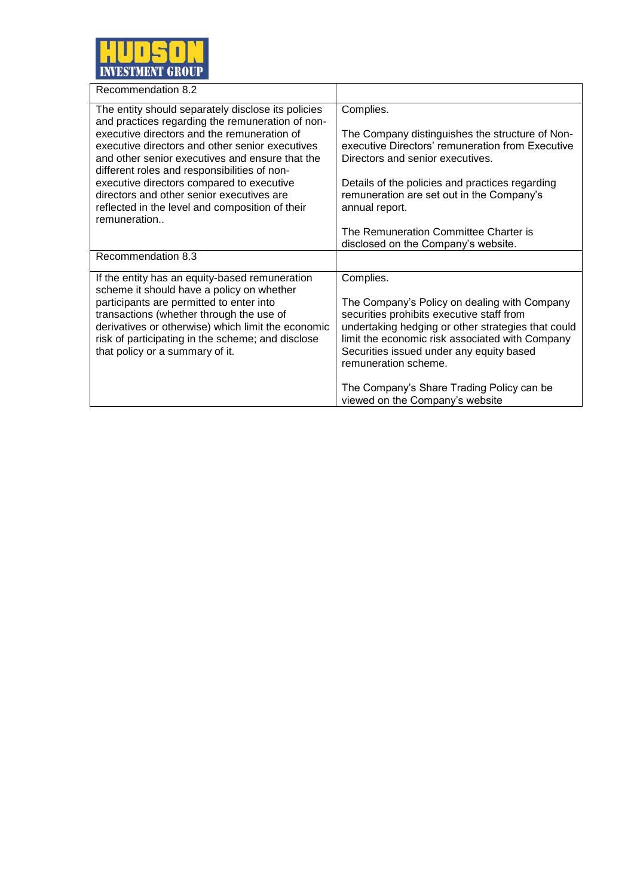| | |
|---|---|
| Recommendation 8.2 | |
| The entity should separately disclose its policies and practices regarding the remuneration of non-executive directors and the remuneration of executive directors and other senior executives and other senior executives and ensure that the different roles and responsibilities of non-executive directors compared to executive directors and other senior executives are reflected in the level and composition of their remuneration.. | Complies.<br><br>The Company distinguishes the structure of Non-executive Directors' remuneration from Executive Directors and senior executives.<br><br>Details of the policies and practices regarding remuneration are set out in the Company's annual report.<br><br>The Remuneration Committee Charter is disclosed on the Company's website. |
| Recommendation 8.3 | |
| If the entity has an equity-based remuneration scheme it should have a policy on whether participants are permitted to enter into transactions (whether through the use of derivatives or otherwise) which limit the economic risk of participating in the scheme; and disclose that policy or a summary of it. | Complies.<br><br>The Company's Policy on dealing with Company securities prohibits executive staff from undertaking hedging or other strategies that could limit the economic risk associated with Company Securities issued under any equity based remuneration scheme.<br><br>The Company's Share Trading Policy can be viewed on the Company's website |